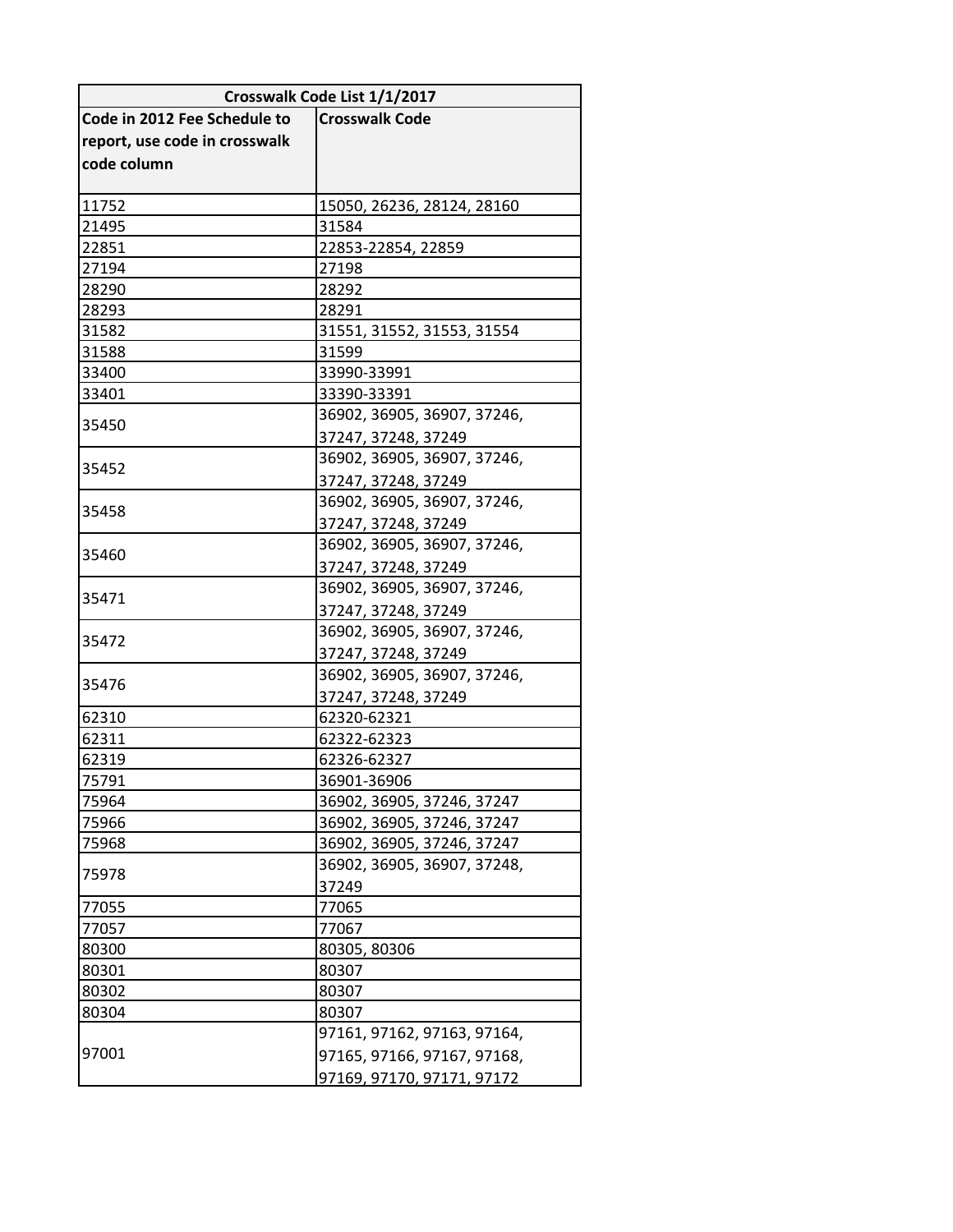| Crosswalk Code List 1/1/2017 | |
|---|---|
| Code in 2012 Fee Schedule to report, use code in crosswalk code column | Crosswalk Code |
| 11752 | 15050, 26236, 28124, 28160 |
| 21495 | 31584 |
| 22851 | 22853-22854, 22859 |
| 27194 | 27198 |
| 28290 | 28292 |
| 28293 | 28291 |
| 31582 | 31551, 31552, 31553, 31554 |
| 31588 | 31599 |
| 33400 | 33990-33991 |
| 33401 | 33390-33391 |
| 35450 | 36902, 36905, 36907, 37246, 37247, 37248, 37249 |
| 35452 | 36902, 36905, 36907, 37246, 37247, 37248, 37249 |
| 35458 | 36902, 36905, 36907, 37246, 37247, 37248, 37249 |
| 35460 | 36902, 36905, 36907, 37246, 37247, 37248, 37249 |
| 35471 | 36902, 36905, 36907, 37246, 37247, 37248, 37249 |
| 35472 | 36902, 36905, 36907, 37246, 37247, 37248, 37249 |
| 35476 | 36902, 36905, 36907, 37246, 37247, 37248, 37249 |
| 62310 | 62320-62321 |
| 62311 | 62322-62323 |
| 62319 | 62326-62327 |
| 75791 | 36901-36906 |
| 75964 | 36902, 36905, 37246, 37247 |
| 75966 | 36902, 36905, 37246, 37247 |
| 75968 | 36902, 36905, 37246, 37247 |
| 75978 | 36902, 36905, 36907, 37248, 37249 |
| 77055 | 77065 |
| 77057 | 77067 |
| 80300 | 80305, 80306 |
| 80301 | 80307 |
| 80302 | 80307 |
| 80304 | 80307 |
| 97001 | 97161, 97162, 97163, 97164, 97165, 97166, 97167, 97168, 97169, 97170, 97171, 97172 |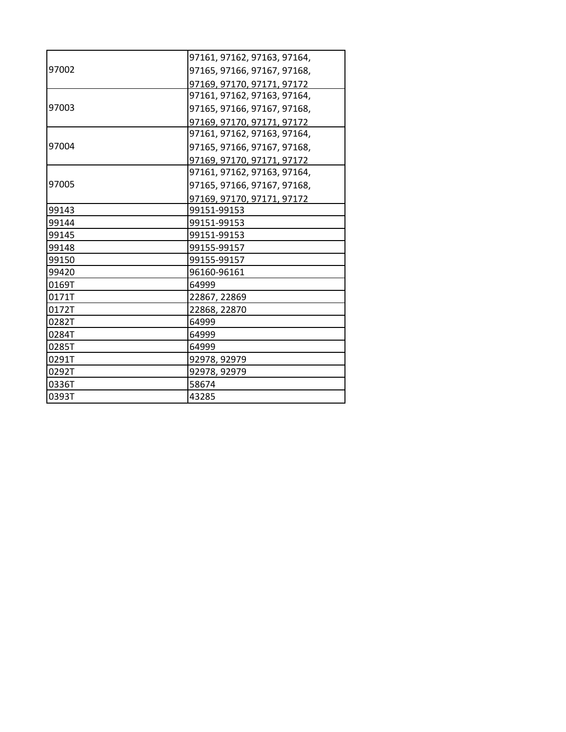| | |
|---|---|
| 97002 | 97161, 97162, 97163, 97164, 97165, 97166, 97167, 97168, 97169, 97170, 97171, 97172 |
| 97003 | 97161, 97162, 97163, 97164, 97165, 97166, 97167, 97168, 97169, 97170, 97171, 97172 |
| 97004 | 97161, 97162, 97163, 97164, 97165, 97166, 97167, 97168, 97169, 97170, 97171, 97172 |
| 97005 | 97161, 97162, 97163, 97164, 97165, 97166, 97167, 97168, 97169, 97170, 97171, 97172 |
| 99143 | 99151-99153 |
| 99144 | 99151-99153 |
| 99145 | 99151-99153 |
| 99148 | 99155-99157 |
| 99150 | 99155-99157 |
| 99420 | 96160-96161 |
| 0169T | 64999 |
| 0171T | 22867, 22869 |
| 0172T | 22868, 22870 |
| 0282T | 64999 |
| 0284T | 64999 |
| 0285T | 64999 |
| 0291T | 92978, 92979 |
| 0292T | 92978, 92979 |
| 0336T | 58674 |
| 0393T | 43285 |